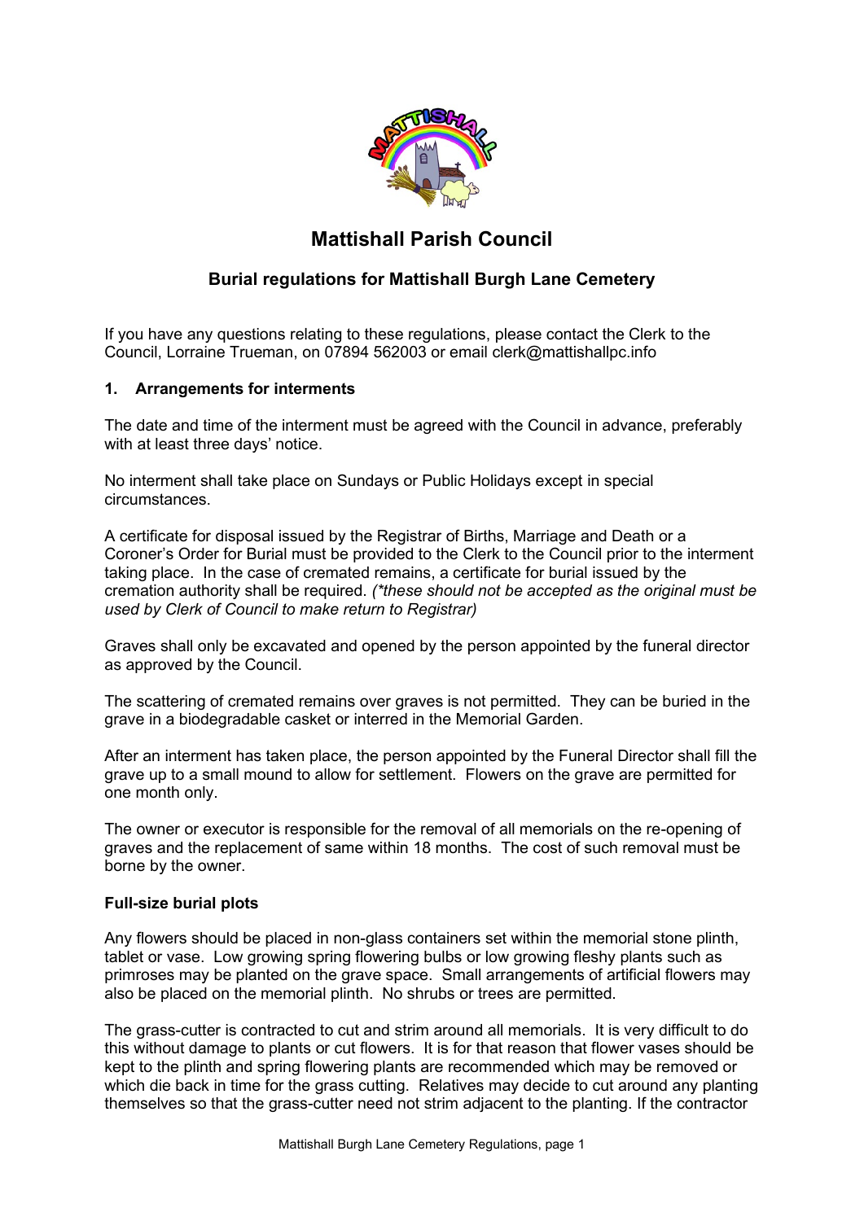# Mattishall Parish Council

## Burial regulations for Mattishall Burgh Lane Cemetery

If you have any questions relating to these regulations, please contact the Clerk to the Council, Lorraine Trueman, on 07894 562003 or email clerk@mattishallpc.info

### 1. Arrangements for interments

The date and time of the interment must be agreed with the Council in advance, preferably with at least three days' notice.

No interment shall take place on Sundays or Public Holidays except in special circumstances.

A certificate for disposal issued by the Registrar of Births, Marriage and Death or a Coroner's Order for Burial must be provided to the Clerk to the Council prior to the interment taking place. In the case of cremated remains, a certificate for burial issued by the cremation authority shall be required. *(\*these should not be accepted as the original must be used by Clerk of Council to make return to Registrar)*

Graves shall only be excavated and opened by the person appointed by the funeral director as approved by the Council.

The scattering of cremated remains over graves is not permitted. They can be buried in the grave in a biodegradable casket or interred in the Memorial Garden.

After an interment has taken place, the person appointed by the Funeral Director shall fill the grave up to a small mound to allow for settlement. Flowers on the grave are permitted for one month only.

The owner or executor is responsible for the removal of all memorials on the re-opening of graves and the replacement of same within 18 months. The cost of such removal must be borne by the owner.

#### Full-size burial plots

Any flowers should be placed in non-glass containers set within the memorial stone plinth, tablet or vase. Low growing spring flowering bulbs or low growing fleshy plants such as primroses may be planted on the grave space. Small arrangements of artificial flowers may also be placed on the memorial plinth. No shrubs or trees are permitted.

The grass-cutter is contracted to cut and strim around all memorials. It is very difficult to do this without damage to plants or cut flowers. It is for that reason that flower vases should be kept to the plinth and spring flowering plants are recommended which may be removed or which die back in time for the grass cutting. Relatives may decide to cut around any planting themselves so that the grass-cutter need not strim adjacent to the planting. If the contractor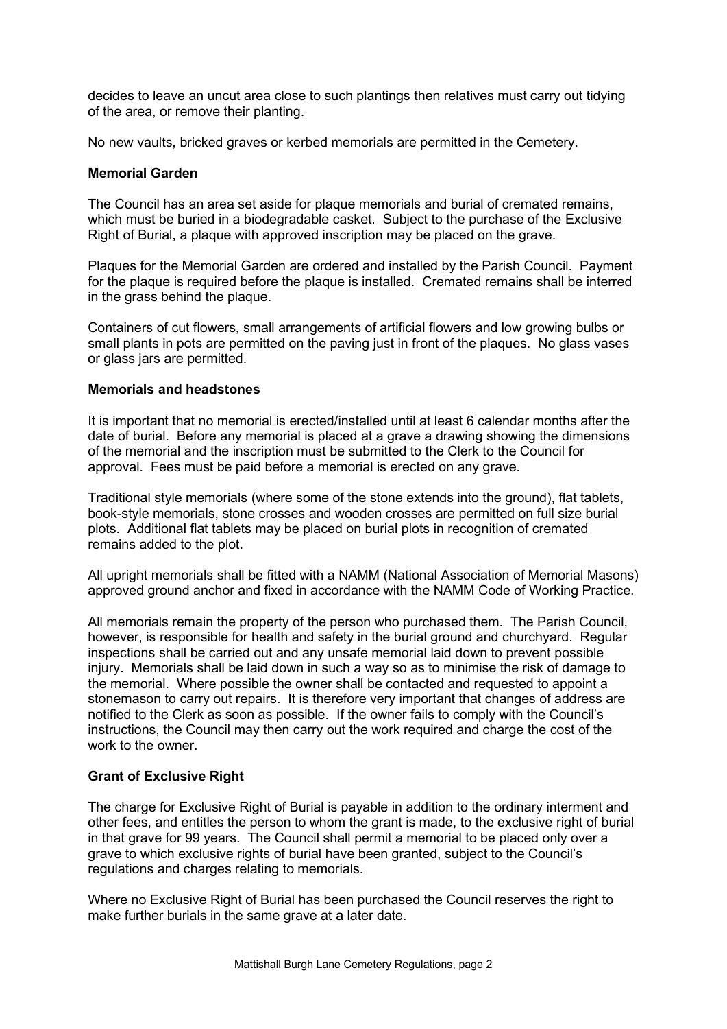decides to leave an uncut area close to such plantings then relatives must carry out tidying of the area, or remove their planting.

No new vaults, bricked graves or kerbed memorials are permitted in the Cemetery.

**Memorial Garden**

The Council has an area set aside for plaque memorials and burial of cremated remains, which must be buried in a biodegradable casket. Subject to the purchase of the Exclusive Right of Burial, a plaque with approved inscription may be placed on the grave.

Plaques for the Memorial Garden are ordered and installed by the Parish Council. Payment for the plaque is required before the plaque is installed. Cremated remains shall be interred in the grass behind the plaque.

Containers of cut flowers, small arrangements of artificial flowers and low growing bulbs or small plants in pots are permitted on the paving just in front of the plaques. No glass vases or glass jars are permitted.

**Memorials and headstones**

It is important that no memorial is erected/installed until at least 6 calendar months after the date of burial. Before any memorial is placed at a grave a drawing showing the dimensions of the memorial and the inscription must be submitted to the Clerk to the Council for approval. Fees must be paid before a memorial is erected on any grave.

Traditional style memorials (where some of the stone extends into the ground), flat tablets, book-style memorials, stone crosses and wooden crosses are permitted on full size burial plots. Additional flat tablets may be placed on burial plots in recognition of cremated remains added to the plot.

All upright memorials shall be fitted with a NAMM (National Association of Memorial Masons) approved ground anchor and fixed in accordance with the NAMM Code of Working Practice.

All memorials remain the property of the person who purchased them. The Parish Council, however, is responsible for health and safety in the burial ground and churchyard. Regular inspections shall be carried out and any unsafe memorial laid down to prevent possible injury. Memorials shall be laid down in such a way so as to minimise the risk of damage to the memorial. Where possible the owner shall be contacted and requested to appoint a stonemason to carry out repairs. It is therefore very important that changes of address are notified to the Clerk as soon as possible. If the owner fails to comply with the Council's instructions, the Council may then carry out the work required and charge the cost of the work to the owner.

**Grant of Exclusive Right**

The charge for Exclusive Right of Burial is payable in addition to the ordinary interment and other fees, and entitles the person to whom the grant is made, to the exclusive right of burial in that grave for 99 years. The Council shall permit a memorial to be placed only over a grave to which exclusive rights of burial have been granted, subject to the Council's regulations and charges relating to memorials.

Where no Exclusive Right of Burial has been purchased the Council reserves the right to make further burials in the same grave at a later date.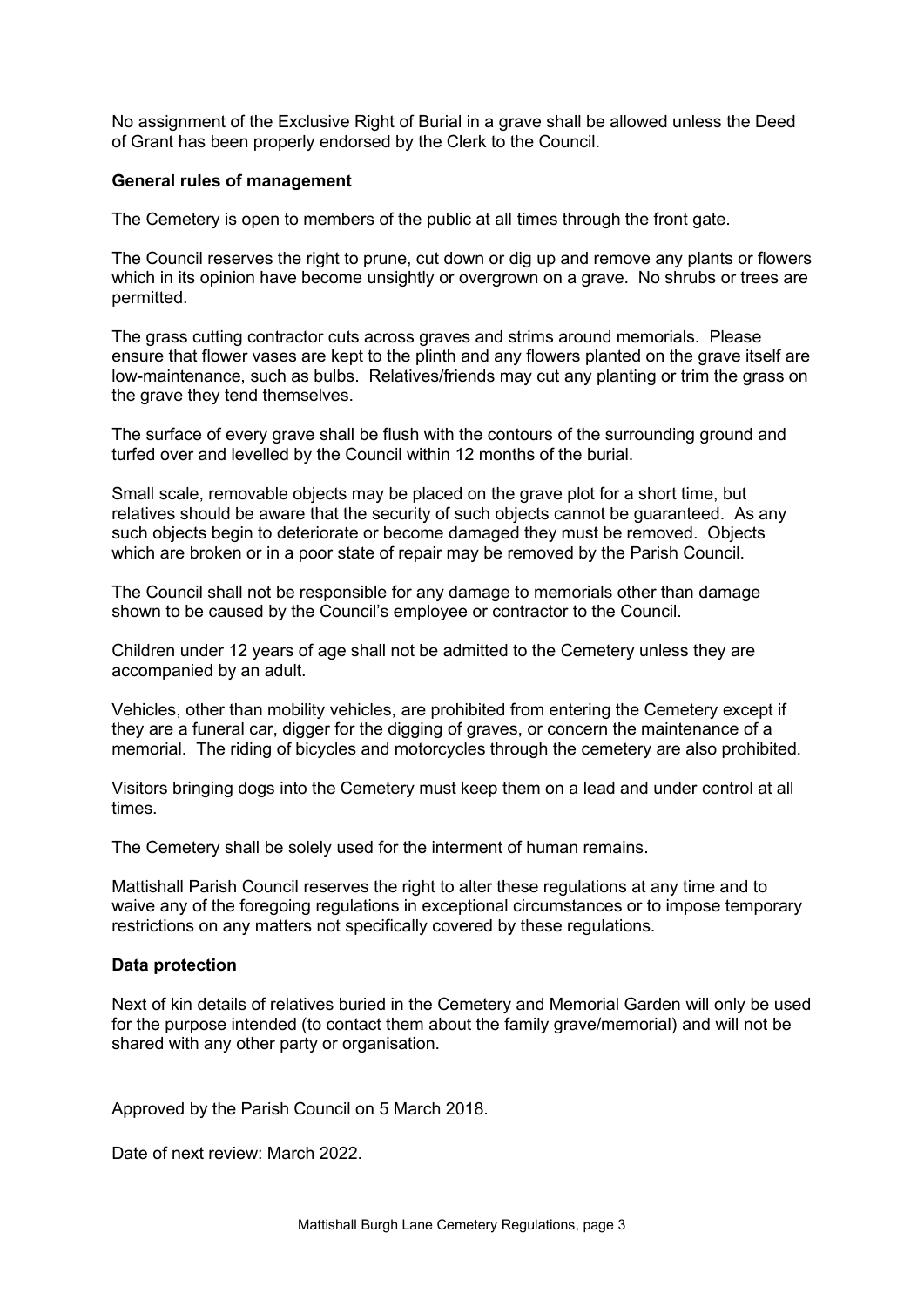No assignment of the Exclusive Right of Burial in a grave shall be allowed unless the Deed of Grant has been properly endorsed by the Clerk to the Council.

**General rules of management**

The Cemetery is open to members of the public at all times through the front gate.

The Council reserves the right to prune, cut down or dig up and remove any plants or flowers which in its opinion have become unsightly or overgrown on a grave. No shrubs or trees are permitted.

The grass cutting contractor cuts across graves and strims around memorials. Please ensure that flower vases are kept to the plinth and any flowers planted on the grave itself are low-maintenance, such as bulbs. Relatives/friends may cut any planting or trim the grass on the grave they tend themselves.

The surface of every grave shall be flush with the contours of the surrounding ground and turfed over and levelled by the Council within 12 months of the burial.

Small scale, removable objects may be placed on the grave plot for a short time, but relatives should be aware that the security of such objects cannot be guaranteed. As any such objects begin to deteriorate or become damaged they must be removed. Objects which are broken or in a poor state of repair may be removed by the Parish Council.

The Council shall not be responsible for any damage to memorials other than damage shown to be caused by the Council's employee or contractor to the Council.

Children under 12 years of age shall not be admitted to the Cemetery unless they are accompanied by an adult.

Vehicles, other than mobility vehicles, are prohibited from entering the Cemetery except if they are a funeral car, digger for the digging of graves, or concern the maintenance of a memorial. The riding of bicycles and motorcycles through the cemetery are also prohibited.

Visitors bringing dogs into the Cemetery must keep them on a lead and under control at all times.

The Cemetery shall be solely used for the interment of human remains.

Mattishall Parish Council reserves the right to alter these regulations at any time and to waive any of the foregoing regulations in exceptional circumstances or to impose temporary restrictions on any matters not specifically covered by these regulations.

**Data protection**

Next of kin details of relatives buried in the Cemetery and Memorial Garden will only be used for the purpose intended (to contact them about the family grave/memorial) and will not be shared with any other party or organisation.

Approved by the Parish Council on 5 March 2018.

Date of next review: March 2022.